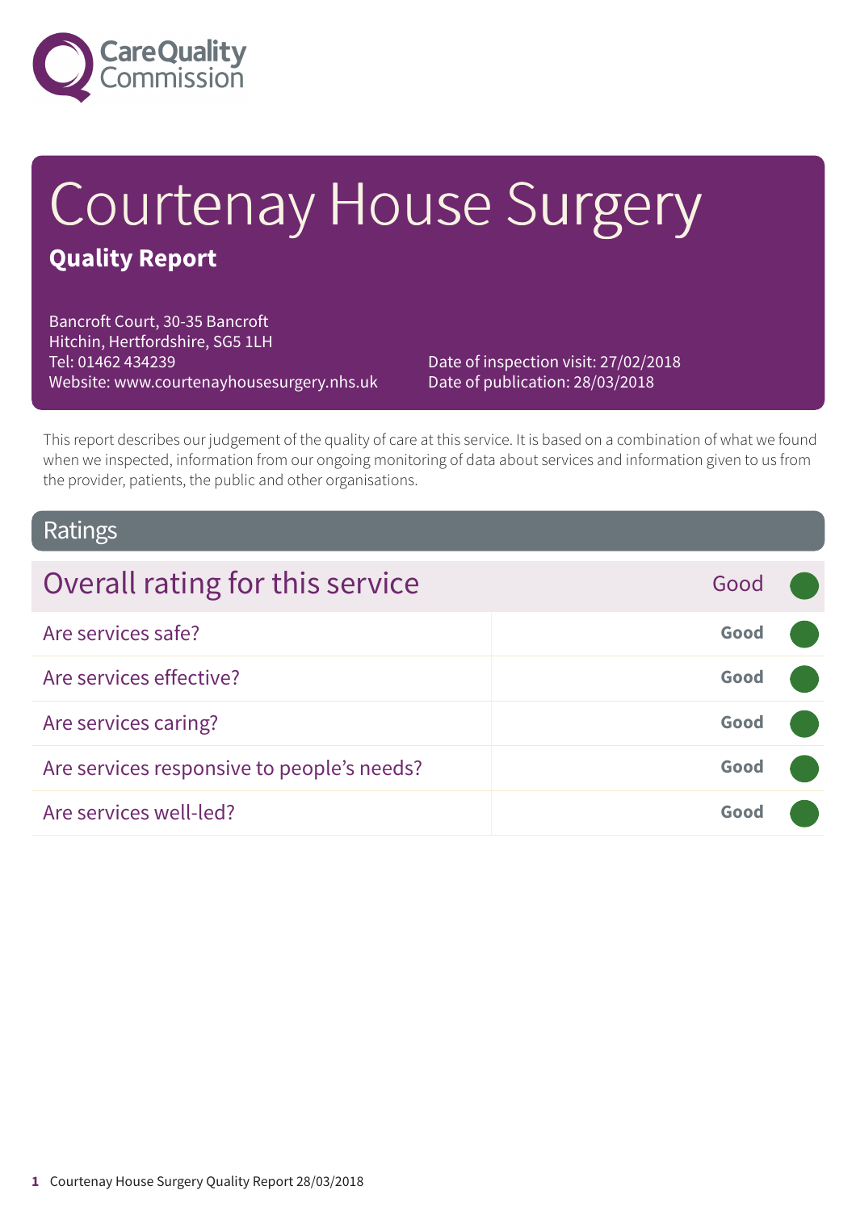Care Quality Commission

# Courtenay House Surgery

**Quality Report**

Bancroft Court, 30-35 Bancroft
Hitchin, Hertfordshire, SG5 1LH
Tel: 01462 434239
Website: www.courtenayhousesurgery.nhs.uk

Date of inspection visit: 27/02/2018
Date of publication: 28/03/2018

This report describes our judgement of the quality of care at this service. It is based on a combination of what we found when we inspected, information from our ongoing monitoring of data about services and information given to us from the provider, patients, the public and other organisations.

## Ratings

| Overall rating for this service | Good |
|---|---|
| Are services safe? | **Good** |
| Are services effective? | **Good** |
| Are services caring? | **Good** |
| Are services responsive to people's needs? | **Good** |
| Are services well-led? | **Good** |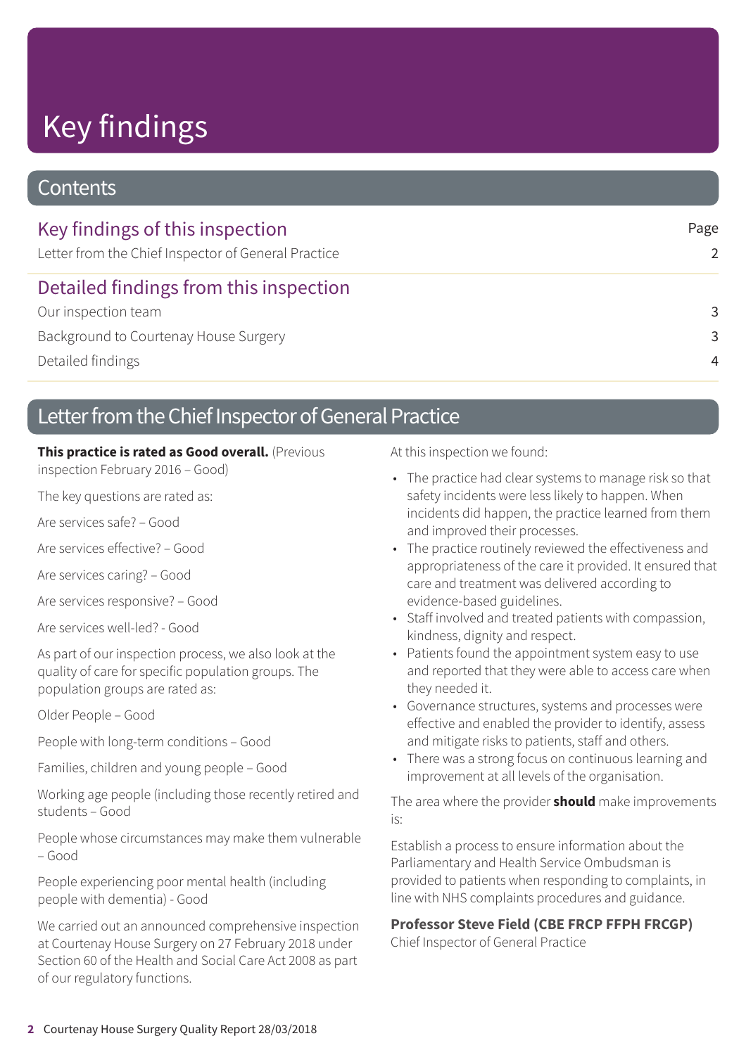# Key findings

## Contents

| Key findings of this inspection | Page |
| --- | --- |
| Letter from the Chief Inspector of General Practice | 2 |
| **Detailed findings from this inspection** | |
| Our inspection team | 3 |
| Background to Courtenay House Surgery | 3 |
| Detailed findings | 4 |

## Letter from the Chief Inspector of General Practice

**This practice is rated as Good overall.** (Previous inspection February 2016 – Good)

The key questions are rated as:

Are services safe? – Good

Are services effective? – Good

Are services caring? – Good

Are services responsive? – Good

Are services well-led? - Good

As part of our inspection process, we also look at the quality of care for specific population groups. The population groups are rated as:

Older People – Good

People with long-term conditions – Good

Families, children and young people – Good

Working age people (including those recently retired and students – Good

People whose circumstances may make them vulnerable – Good

People experiencing poor mental health (including people with dementia) - Good

We carried out an announced comprehensive inspection at Courtenay House Surgery on 27 February 2018 under Section 60 of the Health and Social Care Act 2008 as part of our regulatory functions.

At this inspection we found:

- The practice had clear systems to manage risk so that safety incidents were less likely to happen. When incidents did happen, the practice learned from them and improved their processes.
- The practice routinely reviewed the effectiveness and appropriateness of the care it provided. It ensured that care and treatment was delivered according to evidence-based guidelines.
- Staff involved and treated patients with compassion, kindness, dignity and respect.
- Patients found the appointment system easy to use and reported that they were able to access care when they needed it.
- Governance structures, systems and processes were effective and enabled the provider to identify, assess and mitigate risks to patients, staff and others.
- There was a strong focus on continuous learning and improvement at all levels of the organisation.

The area where the provider **should** make improvements is:

Establish a process to ensure information about the Parliamentary and Health Service Ombudsman is provided to patients when responding to complaints, in line with NHS complaints procedures and guidance.

**Professor Steve Field (CBE FRCP FFPH FRCGP)**
Chief Inspector of General Practice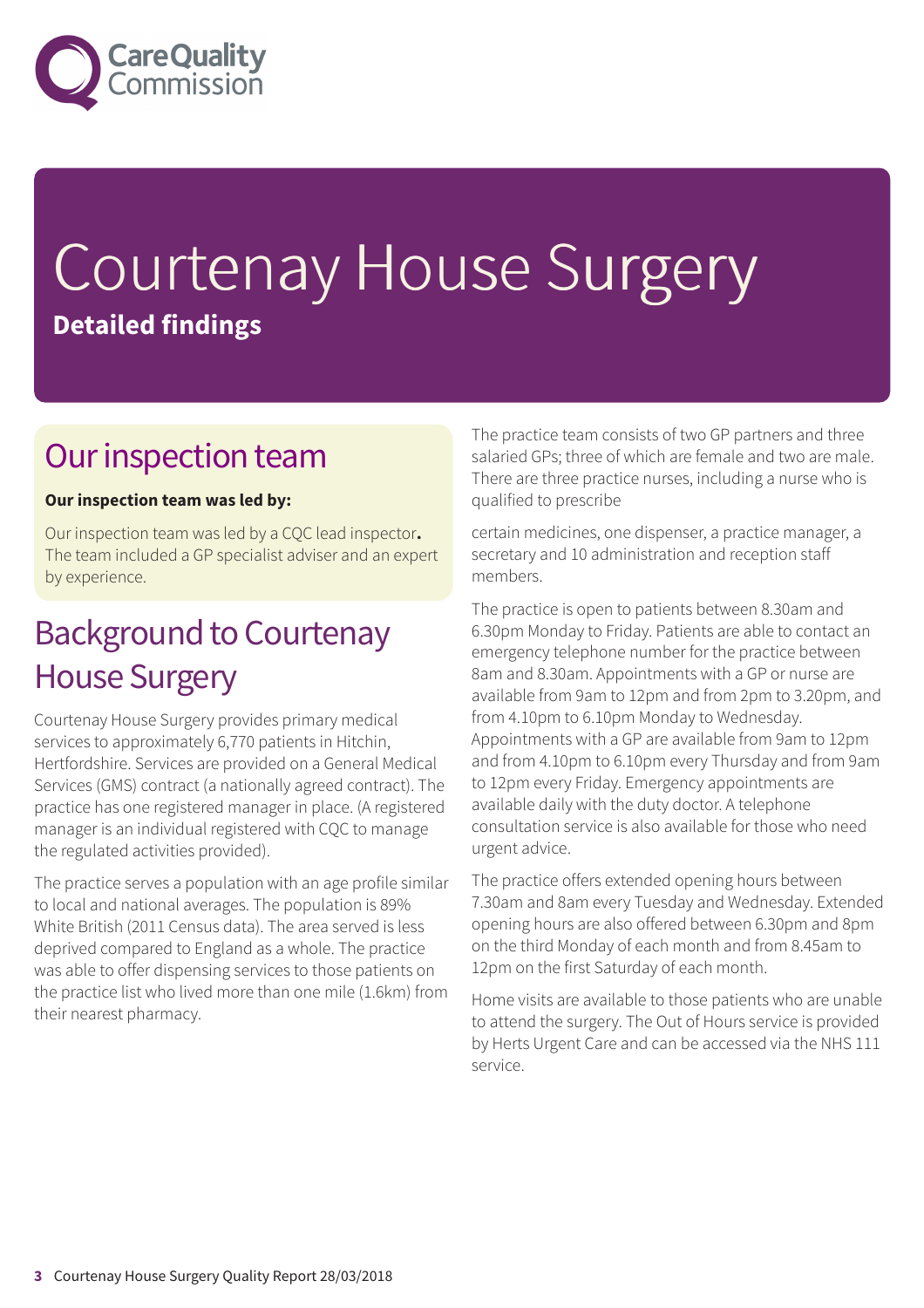# Courtenay House Surgery

**Detailed findings**

## Our inspection team

**Our inspection team was led by:**

Our inspection team was led by a CQC lead inspector**.** The team included a GP specialist adviser and an expert by experience.

## Background to Courtenay House Surgery

Courtenay House Surgery provides primary medical services to approximately 6,770 patients in Hitchin, Hertfordshire. Services are provided on a General Medical Services (GMS) contract (a nationally agreed contract). The practice has one registered manager in place. (A registered manager is an individual registered with CQC to manage the regulated activities provided).

The practice serves a population with an age profile similar to local and national averages. The population is 89% White British (2011 Census data). The area served is less deprived compared to England as a whole. The practice was able to offer dispensing services to those patients on the practice list who lived more than one mile (1.6km) from their nearest pharmacy.

The practice team consists of two GP partners and three salaried GPs; three of which are female and two are male. There are three practice nurses, including a nurse who is qualified to prescribe

certain medicines, one dispenser, a practice manager, a secretary and 10 administration and reception staff members.

The practice is open to patients between 8.30am and 6.30pm Monday to Friday. Patients are able to contact an emergency telephone number for the practice between 8am and 8.30am. Appointments with a GP or nurse are available from 9am to 12pm and from 2pm to 3.20pm, and from 4.10pm to 6.10pm Monday to Wednesday. Appointments with a GP are available from 9am to 12pm and from 4.10pm to 6.10pm every Thursday and from 9am to 12pm every Friday. Emergency appointments are available daily with the duty doctor. A telephone consultation service is also available for those who need urgent advice.

The practice offers extended opening hours between 7.30am and 8am every Tuesday and Wednesday. Extended opening hours are also offered between 6.30pm and 8pm on the third Monday of each month and from 8.45am to 12pm on the first Saturday of each month.

Home visits are available to those patients who are unable to attend the surgery. The Out of Hours service is provided by Herts Urgent Care and can be accessed via the NHS 111 service.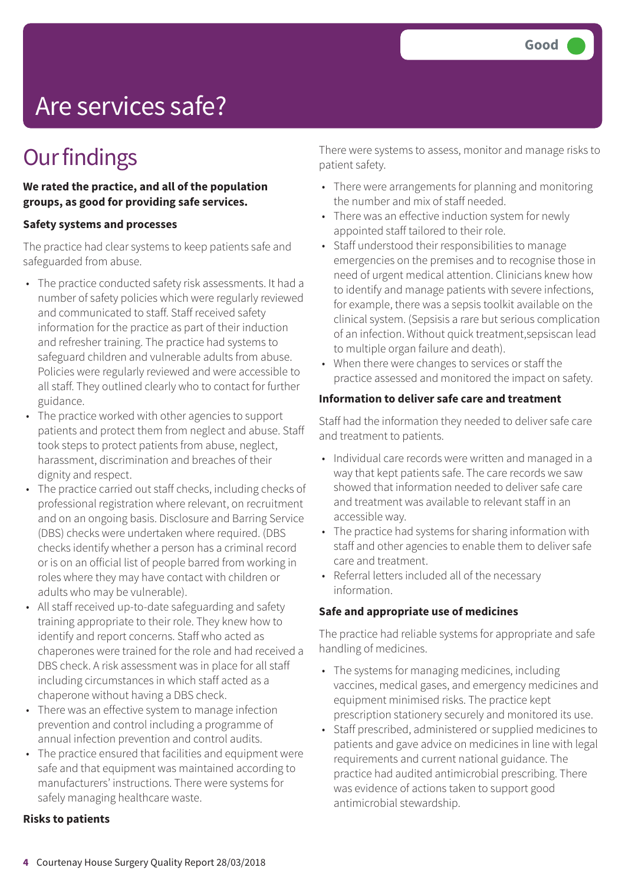Good

# Are services safe?

## Our findings

**We rated the practice, and all of the population groups, as good for providing safe services.**

**Safety systems and processes**

The practice had clear systems to keep patients safe and safeguarded from abuse.

- The practice conducted safety risk assessments. It had a number of safety policies which were regularly reviewed and communicated to staff. Staff received safety information for the practice as part of their induction and refresher training. The practice had systems to safeguard children and vulnerable adults from abuse. Policies were regularly reviewed and were accessible to all staff. They outlined clearly who to contact for further guidance.
- The practice worked with other agencies to support patients and protect them from neglect and abuse. Staff took steps to protect patients from abuse, neglect, harassment, discrimination and breaches of their dignity and respect.
- The practice carried out staff checks, including checks of professional registration where relevant, on recruitment and on an ongoing basis. Disclosure and Barring Service (DBS) checks were undertaken where required. (DBS checks identify whether a person has a criminal record or is on an official list of people barred from working in roles where they may have contact with children or adults who may be vulnerable).
- All staff received up-to-date safeguarding and safety training appropriate to their role. They knew how to identify and report concerns. Staff who acted as chaperones were trained for the role and had received a DBS check. A risk assessment was in place for all staff including circumstances in which staff acted as a chaperone without having a DBS check.
- There was an effective system to manage infection prevention and control including a programme of annual infection prevention and control audits.
- The practice ensured that facilities and equipment were safe and that equipment was maintained according to manufacturers' instructions. There were systems for safely managing healthcare waste.

**Risks to patients**

There were systems to assess, monitor and manage risks to patient safety.

- There were arrangements for planning and monitoring the number and mix of staff needed.
- There was an effective induction system for newly appointed staff tailored to their role.
- Staff understood their responsibilities to manage emergencies on the premises and to recognise those in need of urgent medical attention. Clinicians knew how to identify and manage patients with severe infections, for example, there was a sepsis toolkit available on the clinical system. (Sepsisis a rare but serious complication of an infection. Without quick treatment,sepsiscan lead to multiple organ failure and death).
- When there were changes to services or staff the practice assessed and monitored the impact on safety.

**Information to deliver safe care and treatment**

Staff had the information they needed to deliver safe care and treatment to patients.

- Individual care records were written and managed in a way that kept patients safe. The care records we saw showed that information needed to deliver safe care and treatment was available to relevant staff in an accessible way.
- The practice had systems for sharing information with staff and other agencies to enable them to deliver safe care and treatment.
- Referral letters included all of the necessary information.

**Safe and appropriate use of medicines**

The practice had reliable systems for appropriate and safe handling of medicines.

- The systems for managing medicines, including vaccines, medical gases, and emergency medicines and equipment minimised risks. The practice kept prescription stationery securely and monitored its use.
- Staff prescribed, administered or supplied medicines to patients and gave advice on medicines in line with legal requirements and current national guidance. The practice had audited antimicrobial prescribing. There was evidence of actions taken to support good antimicrobial stewardship.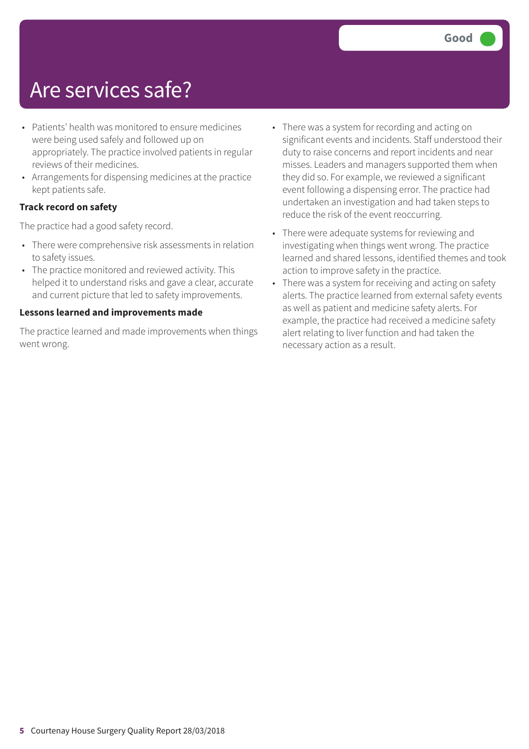# Are services safe?

Good

- Patients' health was monitored to ensure medicines were being used safely and followed up on appropriately. The practice involved patients in regular reviews of their medicines.
- Arrangements for dispensing medicines at the practice kept patients safe.

**Track record on safety**

The practice had a good safety record.

- There were comprehensive risk assessments in relation to safety issues.
- The practice monitored and reviewed activity. This helped it to understand risks and gave a clear, accurate and current picture that led to safety improvements.

**Lessons learned and improvements made**

The practice learned and made improvements when things went wrong.

- There was a system for recording and acting on significant events and incidents. Staff understood their duty to raise concerns and report incidents and near misses. Leaders and managers supported them when they did so. For example, we reviewed a significant event following a dispensing error. The practice had undertaken an investigation and had taken steps to reduce the risk of the event reoccurring.
- There were adequate systems for reviewing and investigating when things went wrong. The practice learned and shared lessons, identified themes and took action to improve safety in the practice.
- There was a system for receiving and acting on safety alerts. The practice learned from external safety events as well as patient and medicine safety alerts. For example, the practice had received a medicine safety alert relating to liver function and had taken the necessary action as a result.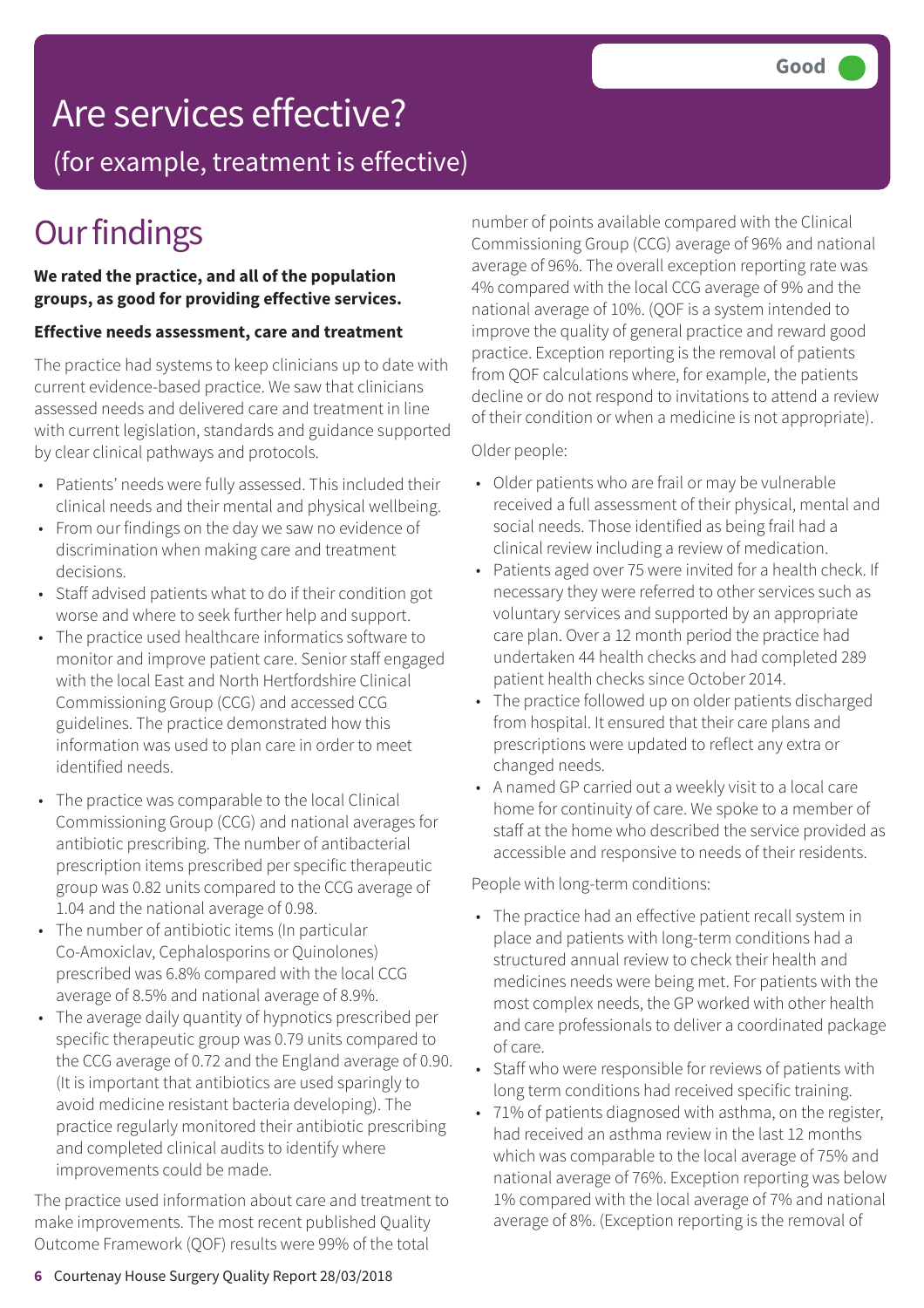Good

# Are services effective?

(for example, treatment is effective)

## Our findings

**We rated the practice, and all of the population groups, as good for providing effective services.**

**Effective needs assessment, care and treatment**

The practice had systems to keep clinicians up to date with current evidence-based practice. We saw that clinicians assessed needs and delivered care and treatment in line with current legislation, standards and guidance supported by clear clinical pathways and protocols.

- Patients' needs were fully assessed. This included their clinical needs and their mental and physical wellbeing.
- From our findings on the day we saw no evidence of discrimination when making care and treatment decisions.
- Staff advised patients what to do if their condition got worse and where to seek further help and support.
- The practice used healthcare informatics software to monitor and improve patient care. Senior staff engaged with the local East and North Hertfordshire Clinical Commissioning Group (CCG) and accessed CCG guidelines. The practice demonstrated how this information was used to plan care in order to meet identified needs.
- The practice was comparable to the local Clinical Commissioning Group (CCG) and national averages for antibiotic prescribing. The number of antibacterial prescription items prescribed per specific therapeutic group was 0.82 units compared to the CCG average of 1.04 and the national average of 0.98.
- The number of antibiotic items (In particular Co-Amoxiclav, Cephalosporins or Quinolones) prescribed was 6.8% compared with the local CCG average of 8.5% and national average of 8.9%.
- The average daily quantity of hypnotics prescribed per specific therapeutic group was 0.79 units compared to the CCG average of 0.72 and the England average of 0.90. (It is important that antibiotics are used sparingly to avoid medicine resistant bacteria developing). The practice regularly monitored their antibiotic prescribing and completed clinical audits to identify where improvements could be made.

The practice used information about care and treatment to make improvements. The most recent published Quality Outcome Framework (QOF) results were 99% of the total number of points available compared with the Clinical Commissioning Group (CCG) average of 96% and national average of 96%. The overall exception reporting rate was 4% compared with the local CCG average of 9% and the national average of 10%. (QOF is a system intended to improve the quality of general practice and reward good practice. Exception reporting is the removal of patients from QOF calculations where, for example, the patients decline or do not respond to invitations to attend a review of their condition or when a medicine is not appropriate).

Older people:

- Older patients who are frail or may be vulnerable received a full assessment of their physical, mental and social needs. Those identified as being frail had a clinical review including a review of medication.
- Patients aged over 75 were invited for a health check. If necessary they were referred to other services such as voluntary services and supported by an appropriate care plan. Over a 12 month period the practice had undertaken 44 health checks and had completed 289 patient health checks since October 2014.
- The practice followed up on older patients discharged from hospital. It ensured that their care plans and prescriptions were updated to reflect any extra or changed needs.
- A named GP carried out a weekly visit to a local care home for continuity of care. We spoke to a member of staff at the home who described the service provided as accessible and responsive to needs of their residents.

People with long-term conditions:

- The practice had an effective patient recall system in place and patients with long-term conditions had a structured annual review to check their health and medicines needs were being met. For patients with the most complex needs, the GP worked with other health and care professionals to deliver a coordinated package of care.
- Staff who were responsible for reviews of patients with long term conditions had received specific training.
- 71% of patients diagnosed with asthma, on the register, had received an asthma review in the last 12 months which was comparable to the local average of 75% and national average of 76%. Exception reporting was below 1% compared with the local average of 7% and national average of 8%. (Exception reporting is the removal of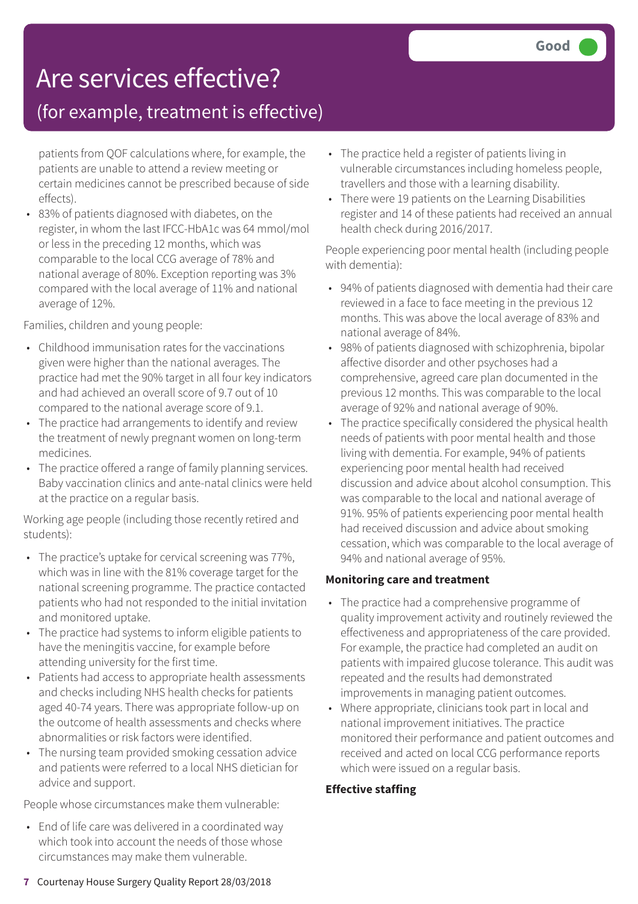# Are services effective?

## (for example, treatment is effective)

Good

patients from QOF calculations where, for example, the patients are unable to attend a review meeting or certain medicines cannot be prescribed because of side effects).

- 83% of patients diagnosed with diabetes, on the register, in whom the last IFCC-HbA1c was 64 mmol/mol or less in the preceding 12 months, which was comparable to the local CCG average of 78% and national average of 80%. Exception reporting was 3% compared with the local average of 11% and national average of 12%.

Families, children and young people:

- Childhood immunisation rates for the vaccinations given were higher than the national averages. The practice had met the 90% target in all four key indicators and had achieved an overall score of 9.7 out of 10 compared to the national average score of 9.1.
- The practice had arrangements to identify and review the treatment of newly pregnant women on long-term medicines.
- The practice offered a range of family planning services. Baby vaccination clinics and ante-natal clinics were held at the practice on a regular basis.

Working age people (including those recently retired and students):

- The practice's uptake for cervical screening was 77%, which was in line with the 81% coverage target for the national screening programme. The practice contacted patients who had not responded to the initial invitation and monitored uptake.
- The practice had systems to inform eligible patients to have the meningitis vaccine, for example before attending university for the first time.
- Patients had access to appropriate health assessments and checks including NHS health checks for patients aged 40-74 years. There was appropriate follow-up on the outcome of health assessments and checks where abnormalities or risk factors were identified.
- The nursing team provided smoking cessation advice and patients were referred to a local NHS dietician for advice and support.

People whose circumstances make them vulnerable:

- End of life care was delivered in a coordinated way which took into account the needs of those whose circumstances may make them vulnerable.
- The practice held a register of patients living in vulnerable circumstances including homeless people, travellers and those with a learning disability.
- There were 19 patients on the Learning Disabilities register and 14 of these patients had received an annual health check during 2016/2017.

People experiencing poor mental health (including people with dementia):

- 94% of patients diagnosed with dementia had their care reviewed in a face to face meeting in the previous 12 months. This was above the local average of 83% and national average of 84%.
- 98% of patients diagnosed with schizophrenia, bipolar affective disorder and other psychoses had a comprehensive, agreed care plan documented in the previous 12 months. This was comparable to the local average of 92% and national average of 90%.
- The practice specifically considered the physical health needs of patients with poor mental health and those living with dementia. For example, 94% of patients experiencing poor mental health had received discussion and advice about alcohol consumption. This was comparable to the local and national average of 91%. 95% of patients experiencing poor mental health had received discussion and advice about smoking cessation, which was comparable to the local average of 94% and national average of 95%.

**Monitoring care and treatment**

- The practice had a comprehensive programme of quality improvement activity and routinely reviewed the effectiveness and appropriateness of the care provided. For example, the practice had completed an audit on patients with impaired glucose tolerance. This audit was repeated and the results had demonstrated improvements in managing patient outcomes.
- Where appropriate, clinicians took part in local and national improvement initiatives. The practice monitored their performance and patient outcomes and received and acted on local CCG performance reports which were issued on a regular basis.

**Effective staffing**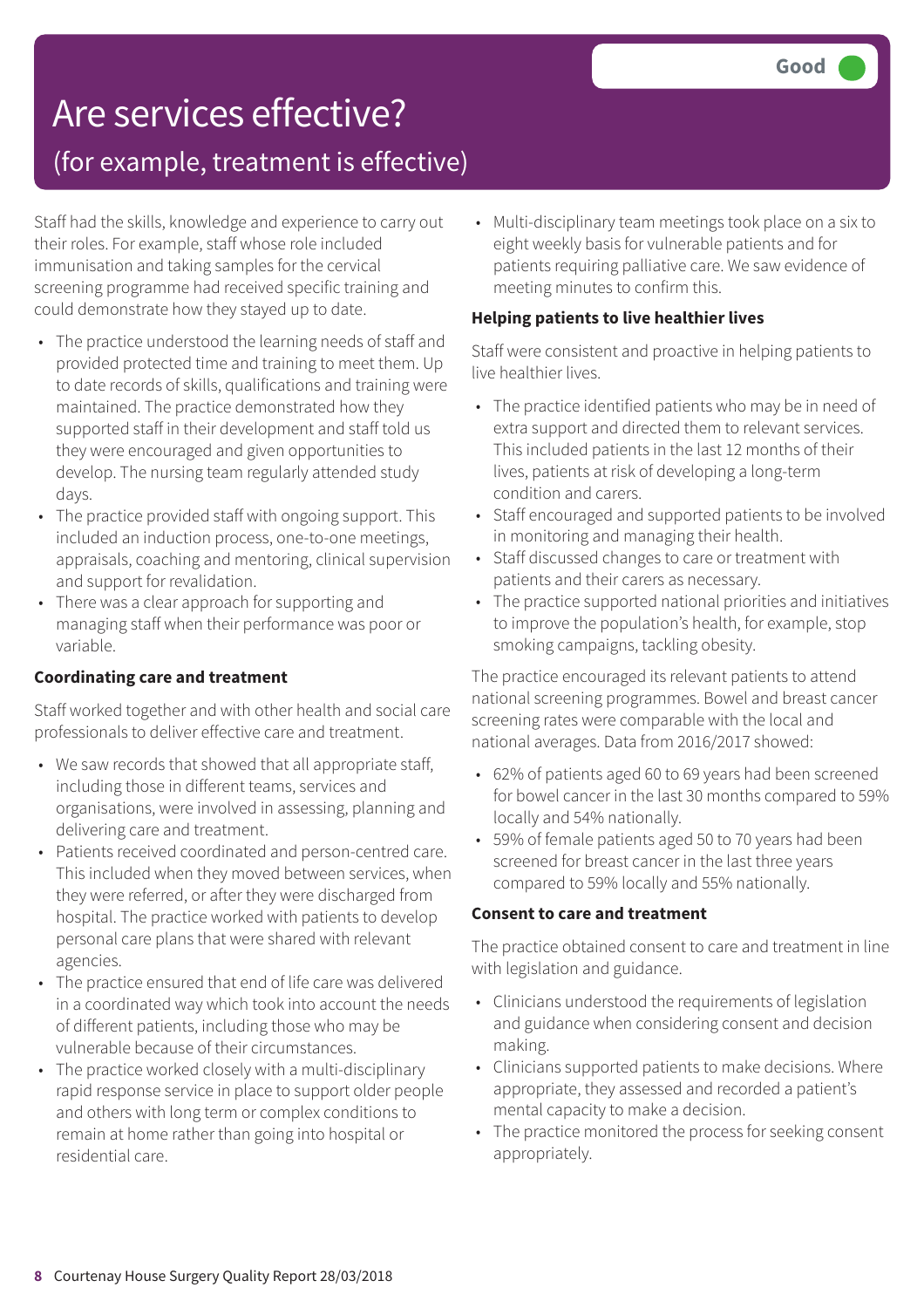# Are services effective?

## (for example, treatment is effective)

**Good**

Staff had the skills, knowledge and experience to carry out their roles. For example, staff whose role included immunisation and taking samples for the cervical screening programme had received specific training and could demonstrate how they stayed up to date.

- The practice understood the learning needs of staff and provided protected time and training to meet them. Up to date records of skills, qualifications and training were maintained. The practice demonstrated how they supported staff in their development and staff told us they were encouraged and given opportunities to develop. The nursing team regularly attended study days.
- The practice provided staff with ongoing support. This included an induction process, one-to-one meetings, appraisals, coaching and mentoring, clinical supervision and support for revalidation.
- There was a clear approach for supporting and managing staff when their performance was poor or variable.

**Coordinating care and treatment**

Staff worked together and with other health and social care professionals to deliver effective care and treatment.

- We saw records that showed that all appropriate staff, including those in different teams, services and organisations, were involved in assessing, planning and delivering care and treatment.
- Patients received coordinated and person-centred care. This included when they moved between services, when they were referred, or after they were discharged from hospital. The practice worked with patients to develop personal care plans that were shared with relevant agencies.
- The practice ensured that end of life care was delivered in a coordinated way which took into account the needs of different patients, including those who may be vulnerable because of their circumstances.
- The practice worked closely with a multi-disciplinary rapid response service in place to support older people and others with long term or complex conditions to remain at home rather than going into hospital or residential care.
- Multi-disciplinary team meetings took place on a six to eight weekly basis for vulnerable patients and for patients requiring palliative care. We saw evidence of meeting minutes to confirm this.

**Helping patients to live healthier lives**

Staff were consistent and proactive in helping patients to live healthier lives.

- The practice identified patients who may be in need of extra support and directed them to relevant services. This included patients in the last 12 months of their lives, patients at risk of developing a long-term condition and carers.
- Staff encouraged and supported patients to be involved in monitoring and managing their health.
- Staff discussed changes to care or treatment with patients and their carers as necessary.
- The practice supported national priorities and initiatives to improve the population's health, for example, stop smoking campaigns, tackling obesity.

The practice encouraged its relevant patients to attend national screening programmes. Bowel and breast cancer screening rates were comparable with the local and national averages. Data from 2016/2017 showed:

- 62% of patients aged 60 to 69 years had been screened for bowel cancer in the last 30 months compared to 59% locally and 54% nationally.
- 59% of female patients aged 50 to 70 years had been screened for breast cancer in the last three years compared to 59% locally and 55% nationally.

**Consent to care and treatment**

The practice obtained consent to care and treatment in line with legislation and guidance.

- Clinicians understood the requirements of legislation and guidance when considering consent and decision making.
- Clinicians supported patients to make decisions. Where appropriate, they assessed and recorded a patient's mental capacity to make a decision.
- The practice monitored the process for seeking consent appropriately.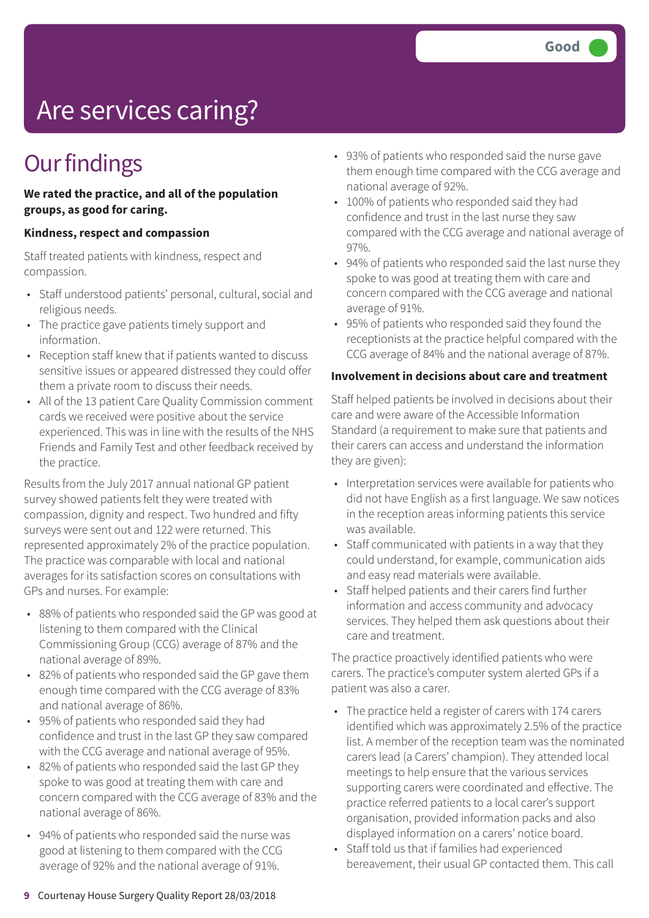# Are services caring?

Good

## Our findings

**We rated the practice, and all of the population groups, as good for caring.**

**Kindness, respect and compassion**

Staff treated patients with kindness, respect and compassion.

- Staff understood patients' personal, cultural, social and religious needs.
- The practice gave patients timely support and information.
- Reception staff knew that if patients wanted to discuss sensitive issues or appeared distressed they could offer them a private room to discuss their needs.
- All of the 13 patient Care Quality Commission comment cards we received were positive about the service experienced. This was in line with the results of the NHS Friends and Family Test and other feedback received by the practice.

Results from the July 2017 annual national GP patient survey showed patients felt they were treated with compassion, dignity and respect. Two hundred and fifty surveys were sent out and 122 were returned. This represented approximately 2% of the practice population. The practice was comparable with local and national averages for its satisfaction scores on consultations with GPs and nurses. For example:

- 88% of patients who responded said the GP was good at listening to them compared with the Clinical Commissioning Group (CCG) average of 87% and the national average of 89%.
- 82% of patients who responded said the GP gave them enough time compared with the CCG average of 83% and national average of 86%.
- 95% of patients who responded said they had confidence and trust in the last GP they saw compared with the CCG average and national average of 95%.
- 82% of patients who responded said the last GP they spoke to was good at treating them with care and concern compared with the CCG average of 83% and the national average of 86%.
- 94% of patients who responded said the nurse was good at listening to them compared with the CCG average of 92% and the national average of 91%.
- 93% of patients who responded said the nurse gave them enough time compared with the CCG average and national average of 92%.
- 100% of patients who responded said they had confidence and trust in the last nurse they saw compared with the CCG average and national average of 97%.
- 94% of patients who responded said the last nurse they spoke to was good at treating them with care and concern compared with the CCG average and national average of 91%.
- 95% of patients who responded said they found the receptionists at the practice helpful compared with the CCG average of 84% and the national average of 87%.

**Involvement in decisions about care and treatment**

Staff helped patients be involved in decisions about their care and were aware of the Accessible Information Standard (a requirement to make sure that patients and their carers can access and understand the information they are given):

- Interpretation services were available for patients who did not have English as a first language. We saw notices in the reception areas informing patients this service was available.
- Staff communicated with patients in a way that they could understand, for example, communication aids and easy read materials were available.
- Staff helped patients and their carers find further information and access community and advocacy services. They helped them ask questions about their care and treatment.

The practice proactively identified patients who were carers. The practice's computer system alerted GPs if a patient was also a carer.

- The practice held a register of carers with 174 carers identified which was approximately 2.5% of the practice list. A member of the reception team was the nominated carers lead (a Carers' champion). They attended local meetings to help ensure that the various services supporting carers were coordinated and effective. The practice referred patients to a local carer's support organisation, provided information packs and also displayed information on a carers' notice board.
- Staff told us that if families had experienced bereavement, their usual GP contacted them. This call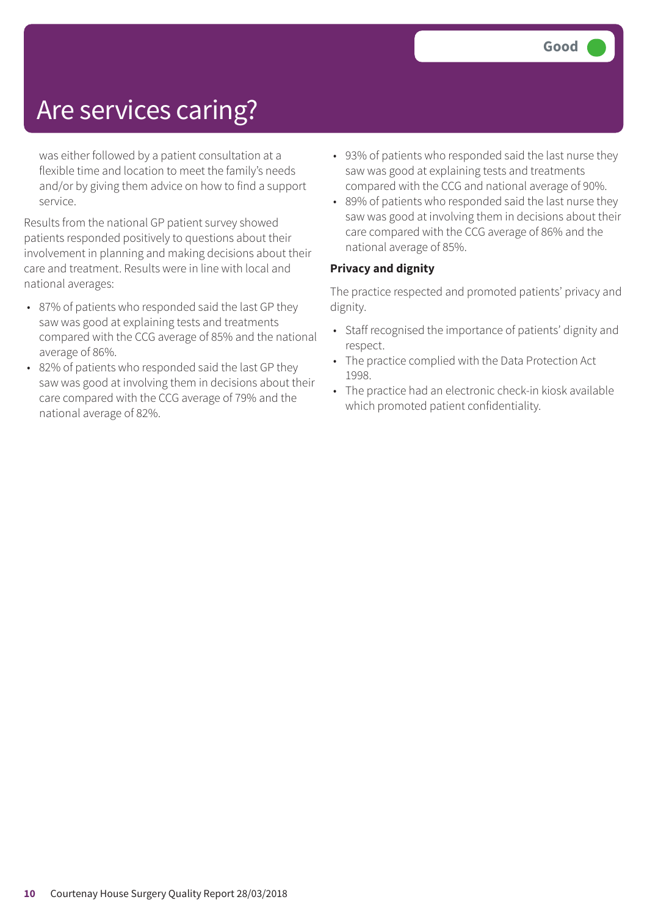# Are services caring?

Good

was either followed by a patient consultation at a flexible time and location to meet the family's needs and/or by giving them advice on how to find a support service.

Results from the national GP patient survey showed patients responded positively to questions about their involvement in planning and making decisions about their care and treatment. Results were in line with local and national averages:

- 87% of patients who responded said the last GP they saw was good at explaining tests and treatments compared with the CCG average of 85% and the national average of 86%.
- 82% of patients who responded said the last GP they saw was good at involving them in decisions about their care compared with the CCG average of 79% and the national average of 82%.
- 93% of patients who responded said the last nurse they saw was good at explaining tests and treatments compared with the CCG and national average of 90%.
- 89% of patients who responded said the last nurse they saw was good at involving them in decisions about their care compared with the CCG average of 86% and the national average of 85%.

**Privacy and dignity**

The practice respected and promoted patients' privacy and dignity.

- Staff recognised the importance of patients' dignity and respect.
- The practice complied with the Data Protection Act 1998.
- The practice had an electronic check-in kiosk available which promoted patient confidentiality.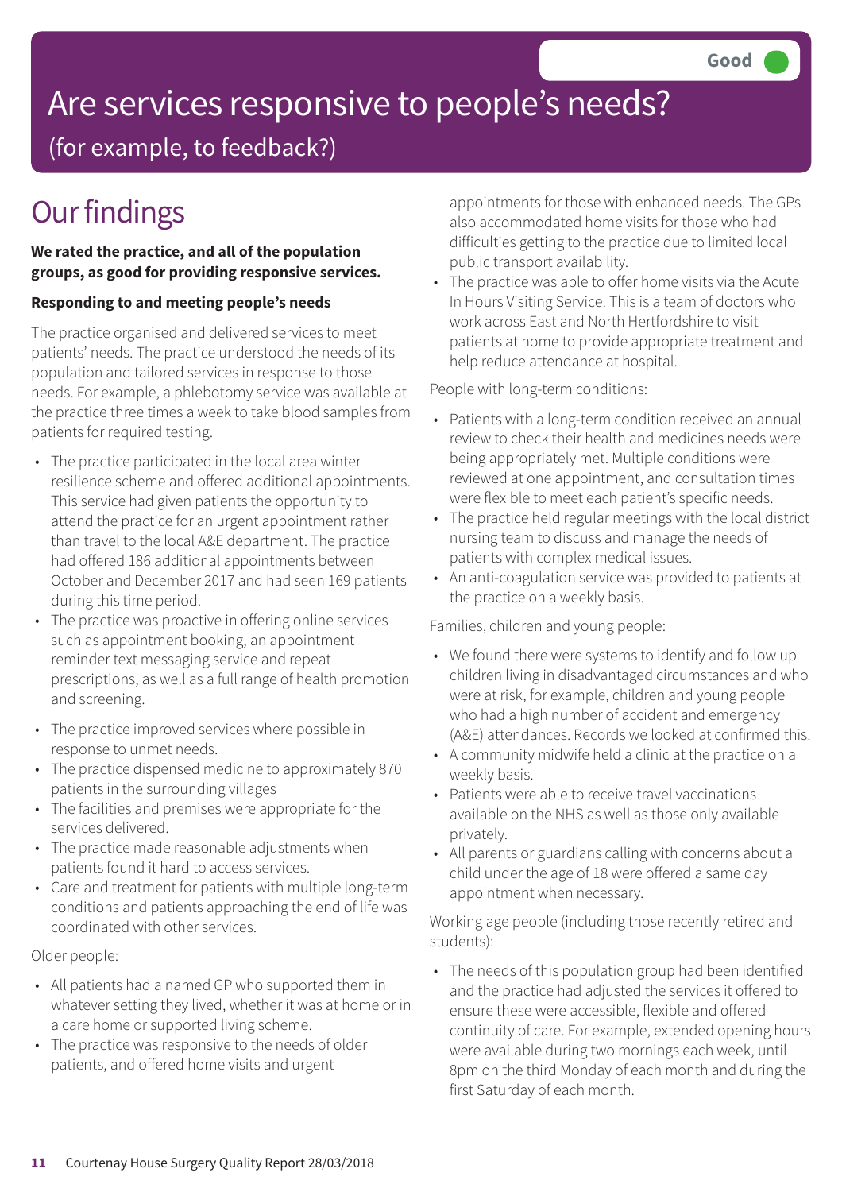Good

# Are services responsive to people's needs?

(for example, to feedback?)

## Our findings

**We rated the practice, and all of the population groups, as good for providing responsive services.**

**Responding to and meeting people's needs**

The practice organised and delivered services to meet patients' needs. The practice understood the needs of its population and tailored services in response to those needs. For example, a phlebotomy service was available at the practice three times a week to take blood samples from patients for required testing.

- The practice participated in the local area winter resilience scheme and offered additional appointments. This service had given patients the opportunity to attend the practice for an urgent appointment rather than travel to the local A&E department. The practice had offered 186 additional appointments between October and December 2017 and had seen 169 patients during this time period.
- The practice was proactive in offering online services such as appointment booking, an appointment reminder text messaging service and repeat prescriptions, as well as a full range of health promotion and screening.
- The practice improved services where possible in response to unmet needs.
- The practice dispensed medicine to approximately 870 patients in the surrounding villages
- The facilities and premises were appropriate for the services delivered.
- The practice made reasonable adjustments when patients found it hard to access services.
- Care and treatment for patients with multiple long-term conditions and patients approaching the end of life was coordinated with other services.

Older people:

- All patients had a named GP who supported them in whatever setting they lived, whether it was at home or in a care home or supported living scheme.
- The practice was responsive to the needs of older patients, and offered home visits and urgent appointments for those with enhanced needs. The GPs also accommodated home visits for those who had difficulties getting to the practice due to limited local public transport availability.
- The practice was able to offer home visits via the Acute In Hours Visiting Service. This is a team of doctors who work across East and North Hertfordshire to visit patients at home to provide appropriate treatment and help reduce attendance at hospital.

People with long-term conditions:

- Patients with a long-term condition received an annual review to check their health and medicines needs were being appropriately met. Multiple conditions were reviewed at one appointment, and consultation times were flexible to meet each patient's specific needs.
- The practice held regular meetings with the local district nursing team to discuss and manage the needs of patients with complex medical issues.
- An anti-coagulation service was provided to patients at the practice on a weekly basis.

Families, children and young people:

- We found there were systems to identify and follow up children living in disadvantaged circumstances and who were at risk, for example, children and young people who had a high number of accident and emergency (A&E) attendances. Records we looked at confirmed this.
- A community midwife held a clinic at the practice on a weekly basis.
- Patients were able to receive travel vaccinations available on the NHS as well as those only available privately.
- All parents or guardians calling with concerns about a child under the age of 18 were offered a same day appointment when necessary.

Working age people (including those recently retired and students):

- The needs of this population group had been identified and the practice had adjusted the services it offered to ensure these were accessible, flexible and offered continuity of care. For example, extended opening hours were available during two mornings each week, until 8pm on the third Monday of each month and during the first Saturday of each month.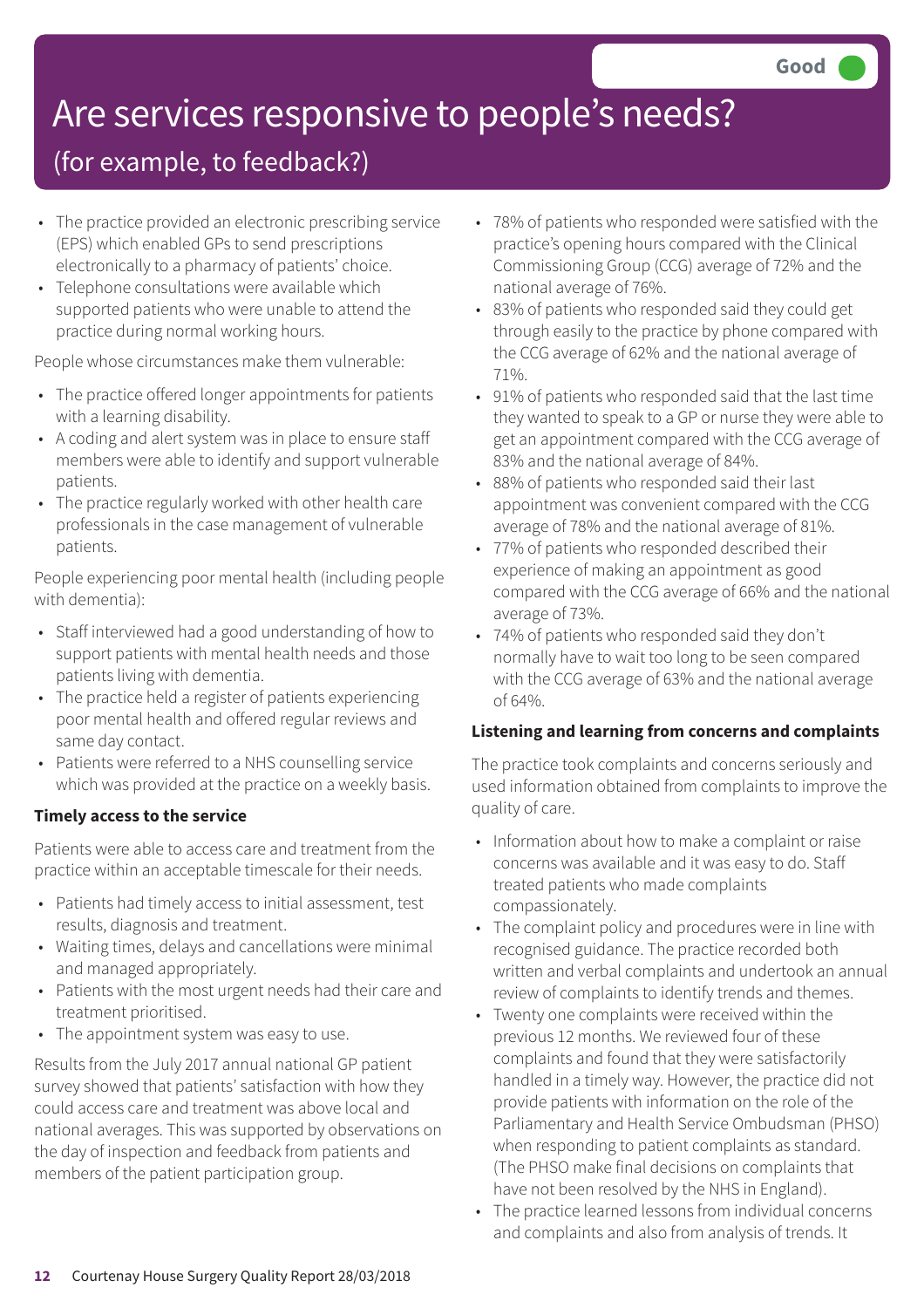# Are services responsive to people's needs?

## (for example, to feedback?)

Good

- The practice provided an electronic prescribing service (EPS) which enabled GPs to send prescriptions electronically to a pharmacy of patients' choice.
- Telephone consultations were available which supported patients who were unable to attend the practice during normal working hours.

People whose circumstances make them vulnerable:

- The practice offered longer appointments for patients with a learning disability.
- A coding and alert system was in place to ensure staff members were able to identify and support vulnerable patients.
- The practice regularly worked with other health care professionals in the case management of vulnerable patients.

People experiencing poor mental health (including people with dementia):

- Staff interviewed had a good understanding of how to support patients with mental health needs and those patients living with dementia.
- The practice held a register of patients experiencing poor mental health and offered regular reviews and same day contact.
- Patients were referred to a NHS counselling service which was provided at the practice on a weekly basis.

**Timely access to the service**

Patients were able to access care and treatment from the practice within an acceptable timescale for their needs.

- Patients had timely access to initial assessment, test results, diagnosis and treatment.
- Waiting times, delays and cancellations were minimal and managed appropriately.
- Patients with the most urgent needs had their care and treatment prioritised.
- The appointment system was easy to use.

Results from the July 2017 annual national GP patient survey showed that patients' satisfaction with how they could access care and treatment was above local and national averages. This was supported by observations on the day of inspection and feedback from patients and members of the patient participation group.

- 78% of patients who responded were satisfied with the practice's opening hours compared with the Clinical Commissioning Group (CCG) average of 72% and the national average of 76%.
- 83% of patients who responded said they could get through easily to the practice by phone compared with the CCG average of 62% and the national average of 71%.
- 91% of patients who responded said that the last time they wanted to speak to a GP or nurse they were able to get an appointment compared with the CCG average of 83% and the national average of 84%.
- 88% of patients who responded said their last appointment was convenient compared with the CCG average of 78% and the national average of 81%.
- 77% of patients who responded described their experience of making an appointment as good compared with the CCG average of 66% and the national average of 73%.
- 74% of patients who responded said they don't normally have to wait too long to be seen compared with the CCG average of 63% and the national average of 64%.

**Listening and learning from concerns and complaints**

The practice took complaints and concerns seriously and used information obtained from complaints to improve the quality of care.

- Information about how to make a complaint or raise concerns was available and it was easy to do. Staff treated patients who made complaints compassionately.
- The complaint policy and procedures were in line with recognised guidance. The practice recorded both written and verbal complaints and undertook an annual review of complaints to identify trends and themes.
- Twenty one complaints were received within the previous 12 months. We reviewed four of these complaints and found that they were satisfactorily handled in a timely way. However, the practice did not provide patients with information on the role of the Parliamentary and Health Service Ombudsman (PHSO) when responding to patient complaints as standard. (The PHSO make final decisions on complaints that have not been resolved by the NHS in England).
- The practice learned lessons from individual concerns and complaints and also from analysis of trends. It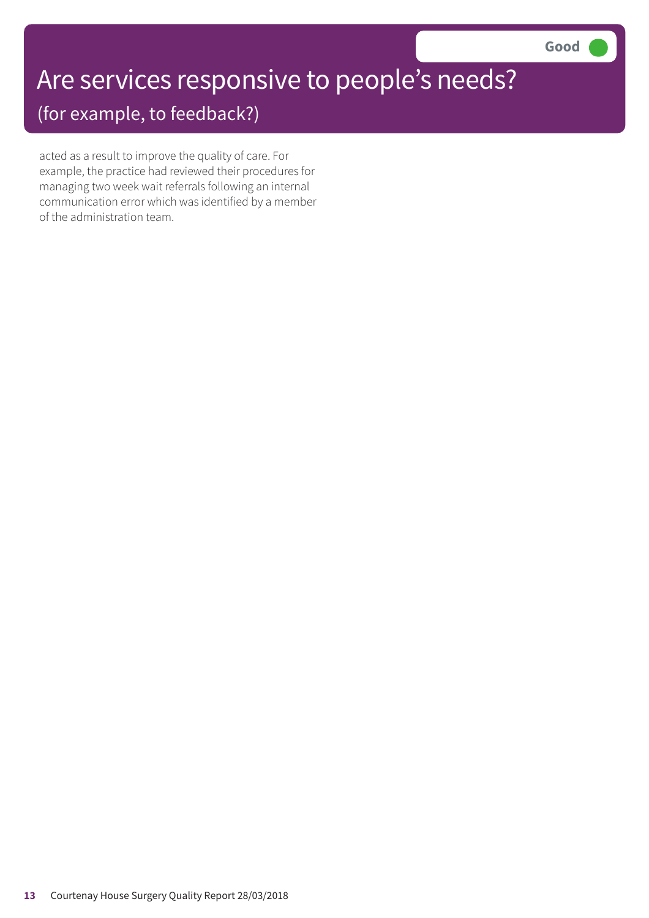# Are services responsive to people's needs?

## (for example, to feedback?)

**Good**

acted as a result to improve the quality of care. For example, the practice had reviewed their procedures for managing two week wait referrals following an internal communication error which was identified by a member of the administration team.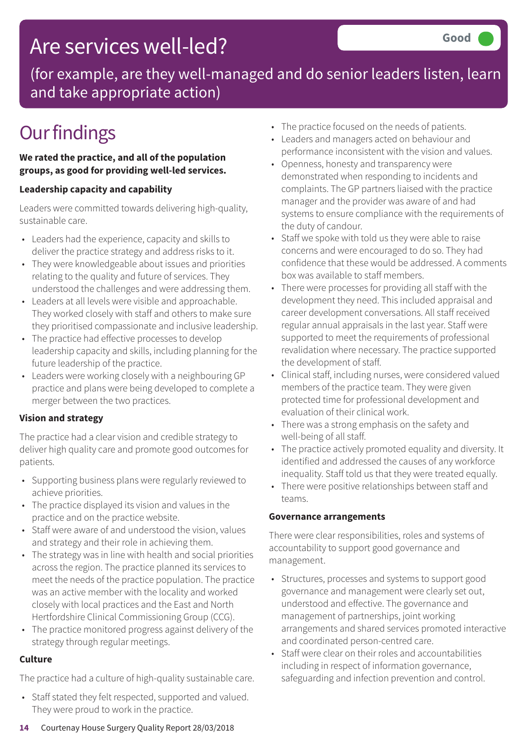# Are services well-led?

**Good**

(for example, are they well-managed and do senior leaders listen, learn and take appropriate action)

## Our findings

**We rated the practice, and all of the population groups, as good for providing well-led services.**

**Leadership capacity and capability**

Leaders were committed towards delivering high-quality, sustainable care.

- Leaders had the experience, capacity and skills to deliver the practice strategy and address risks to it.
- They were knowledgeable about issues and priorities relating to the quality and future of services. They understood the challenges and were addressing them.
- Leaders at all levels were visible and approachable. They worked closely with staff and others to make sure they prioritised compassionate and inclusive leadership.
- The practice had effective processes to develop leadership capacity and skills, including planning for the future leadership of the practice.
- Leaders were working closely with a neighbouring GP practice and plans were being developed to complete a merger between the two practices.

**Vision and strategy**

The practice had a clear vision and credible strategy to deliver high quality care and promote good outcomes for patients.

- Supporting business plans were regularly reviewed to achieve priorities.
- The practice displayed its vision and values in the practice and on the practice website.
- Staff were aware of and understood the vision, values and strategy and their role in achieving them.
- The strategy was in line with health and social priorities across the region. The practice planned its services to meet the needs of the practice population. The practice was an active member with the locality and worked closely with local practices and the East and North Hertfordshire Clinical Commissioning Group (CCG).
- The practice monitored progress against delivery of the strategy through regular meetings.

**Culture**

The practice had a culture of high-quality sustainable care.

- Staff stated they felt respected, supported and valued. They were proud to work in the practice.
- The practice focused on the needs of patients.
- Leaders and managers acted on behaviour and performance inconsistent with the vision and values.
- Openness, honesty and transparency were demonstrated when responding to incidents and complaints. The GP partners liaised with the practice manager and the provider was aware of and had systems to ensure compliance with the requirements of the duty of candour.
- Staff we spoke with told us they were able to raise concerns and were encouraged to do so. They had confidence that these would be addressed. A comments box was available to staff members.
- There were processes for providing all staff with the development they need. This included appraisal and career development conversations. All staff received regular annual appraisals in the last year. Staff were supported to meet the requirements of professional revalidation where necessary. The practice supported the development of staff.
- Clinical staff, including nurses, were considered valued members of the practice team. They were given protected time for professional development and evaluation of their clinical work.
- There was a strong emphasis on the safety and well-being of all staff.
- The practice actively promoted equality and diversity. It identified and addressed the causes of any workforce inequality. Staff told us that they were treated equally.
- There were positive relationships between staff and teams.

**Governance arrangements**

There were clear responsibilities, roles and systems of accountability to support good governance and management.

- Structures, processes and systems to support good governance and management were clearly set out, understood and effective. The governance and management of partnerships, joint working arrangements and shared services promoted interactive and coordinated person-centred care.
- Staff were clear on their roles and accountabilities including in respect of information governance, safeguarding and infection prevention and control.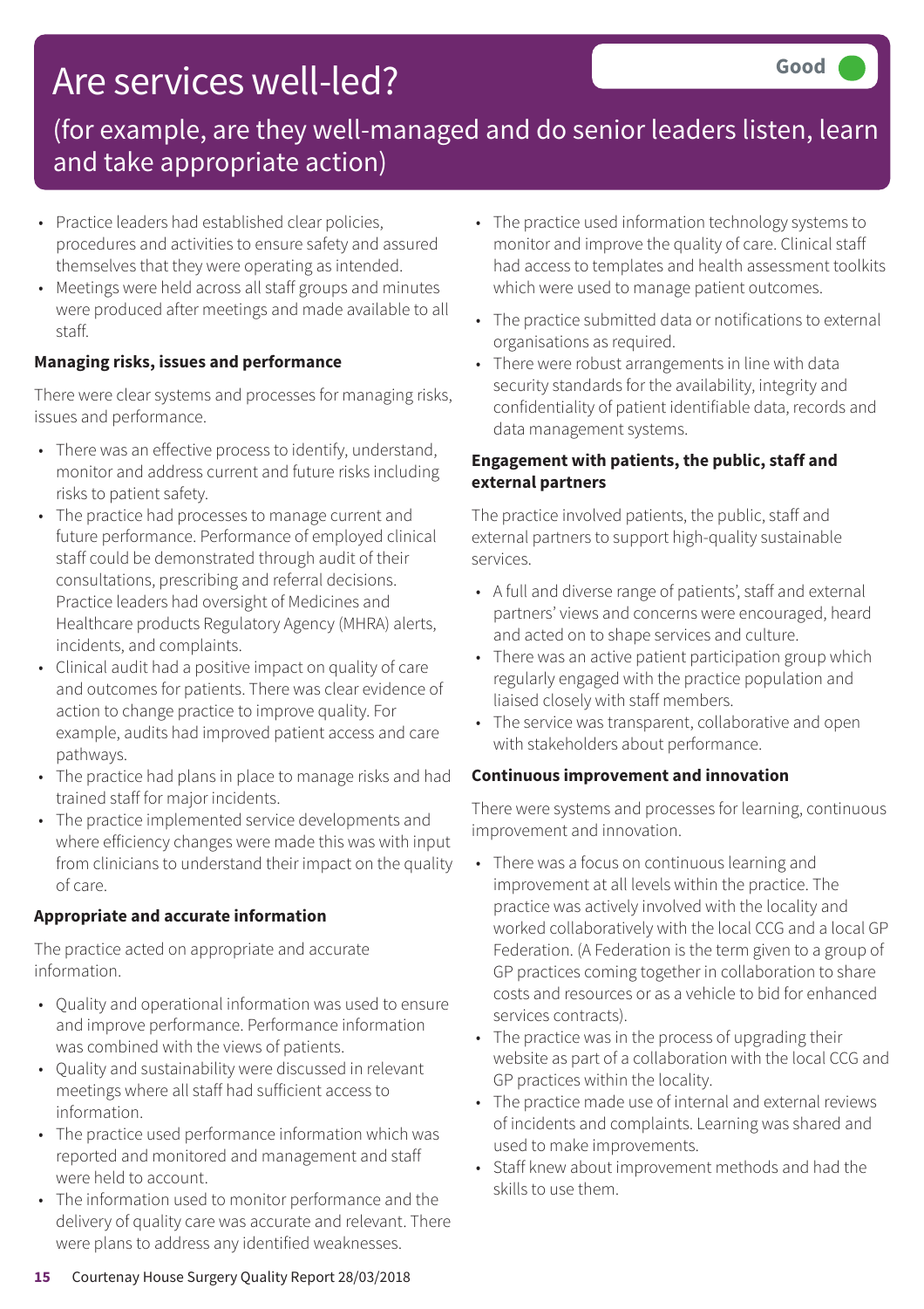# Are services well-led?

Good

(for example, are they well-managed and do senior leaders listen, learn and take appropriate action)

- Practice leaders had established clear policies, procedures and activities to ensure safety and assured themselves that they were operating as intended.
- Meetings were held across all staff groups and minutes were produced after meetings and made available to all staff.

**Managing risks, issues and performance**

There were clear systems and processes for managing risks, issues and performance.

- There was an effective process to identify, understand, monitor and address current and future risks including risks to patient safety.
- The practice had processes to manage current and future performance. Performance of employed clinical staff could be demonstrated through audit of their consultations, prescribing and referral decisions. Practice leaders had oversight of Medicines and Healthcare products Regulatory Agency (MHRA) alerts, incidents, and complaints.
- Clinical audit had a positive impact on quality of care and outcomes for patients. There was clear evidence of action to change practice to improve quality. For example, audits had improved patient access and care pathways.
- The practice had plans in place to manage risks and had trained staff for major incidents.
- The practice implemented service developments and where efficiency changes were made this was with input from clinicians to understand their impact on the quality of care.

**Appropriate and accurate information**

The practice acted on appropriate and accurate information.

- Quality and operational information was used to ensure and improve performance. Performance information was combined with the views of patients.
- Quality and sustainability were discussed in relevant meetings where all staff had sufficient access to information.
- The practice used performance information which was reported and monitored and management and staff were held to account.
- The information used to monitor performance and the delivery of quality care was accurate and relevant. There were plans to address any identified weaknesses.
- The practice used information technology systems to monitor and improve the quality of care. Clinical staff had access to templates and health assessment toolkits which were used to manage patient outcomes.
- The practice submitted data or notifications to external organisations as required.
- There were robust arrangements in line with data security standards for the availability, integrity and confidentiality of patient identifiable data, records and data management systems.

**Engagement with patients, the public, staff and external partners**

The practice involved patients, the public, staff and external partners to support high-quality sustainable services.

- A full and diverse range of patients', staff and external partners' views and concerns were encouraged, heard and acted on to shape services and culture.
- There was an active patient participation group which regularly engaged with the practice population and liaised closely with staff members.
- The service was transparent, collaborative and open with stakeholders about performance.

**Continuous improvement and innovation**

There were systems and processes for learning, continuous improvement and innovation.

- There was a focus on continuous learning and improvement at all levels within the practice. The practice was actively involved with the locality and worked collaboratively with the local CCG and a local GP Federation. (A Federation is the term given to a group of GP practices coming together in collaboration to share costs and resources or as a vehicle to bid for enhanced services contracts).
- The practice was in the process of upgrading their website as part of a collaboration with the local CCG and GP practices within the locality.
- The practice made use of internal and external reviews of incidents and complaints. Learning was shared and used to make improvements.
- Staff knew about improvement methods and had the skills to use them.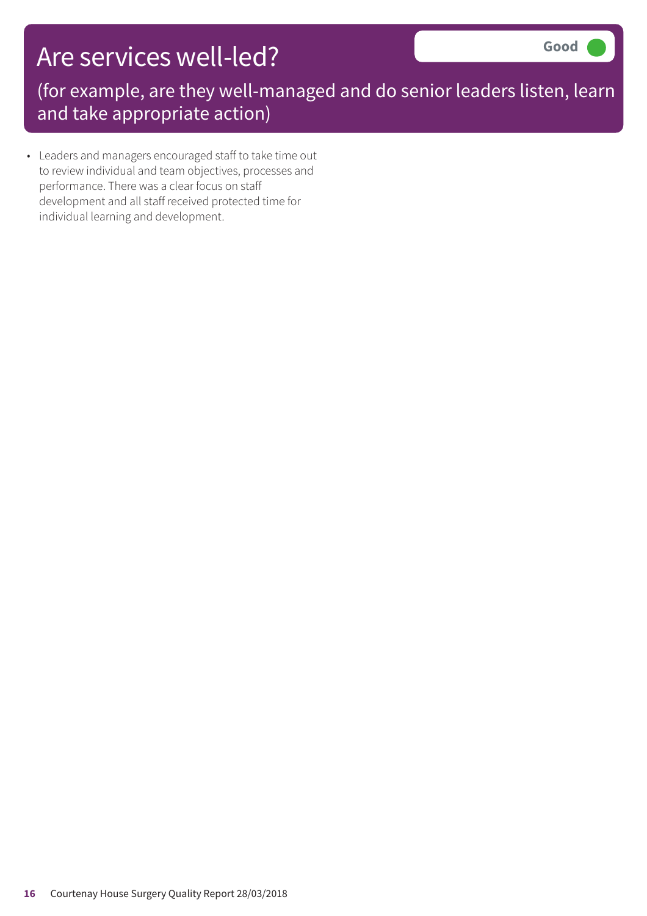# Are services well-led?

Good

(for example, are they well-managed and do senior leaders listen, learn and take appropriate action)

- Leaders and managers encouraged staff to take time out to review individual and team objectives, processes and performance. There was a clear focus on staff development and all staff received protected time for individual learning and development.